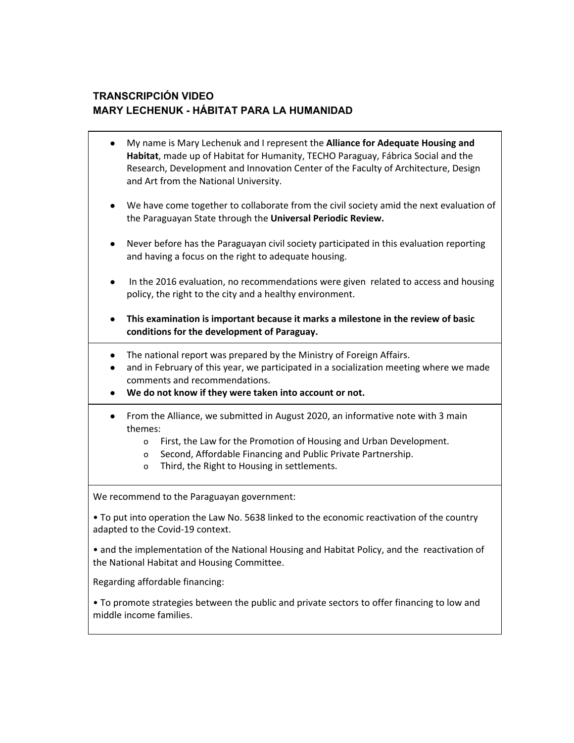**TRANSCRIPCIÓN VIDEO**
**MARY LECHENUK - HÁBITAT PARA LA HUMANIDAD**

- My name is Mary Lechenuk and I represent the **Alliance for Adequate Housing and Habitat**, made up of Habitat for Humanity, TECHO Paraguay, Fábrica Social and the Research, Development and Innovation Center of the Faculty of Architecture, Design and Art from the National University.
- We have come together to collaborate from the civil society amid the next evaluation of the Paraguayan State through the **Universal Periodic Review.**
- Never before has the Paraguayan civil society participated in this evaluation reporting and having a focus on the right to adequate housing.
- In the 2016 evaluation, no recommendations were given related to access and housing policy, the right to the city and a healthy environment.
- **This examination is important because it marks a milestone in the review of basic conditions for the development of Paraguay.**

---

- The national report was prepared by the Ministry of Foreign Affairs.
- and in February of this year, we participated in a socialization meeting where we made comments and recommendations.
- **We do not know if they were taken into account or not.**

---

- From the Alliance, we submitted in August 2020, an informative note with 3 main themes:
  - First, the Law for the Promotion of Housing and Urban Development.
  - Second, Affordable Financing and Public Private Partnership.
  - Third, the Right to Housing in settlements.

---

We recommend to the Paraguayan government:

• To put into operation the Law No. 5638 linked to the economic reactivation of the country adapted to the Covid-19 context.

• and the implementation of the National Housing and Habitat Policy, and the reactivation of the National Habitat and Housing Committee.

Regarding affordable financing:

• To promote strategies between the public and private sectors to offer financing to low and middle income families.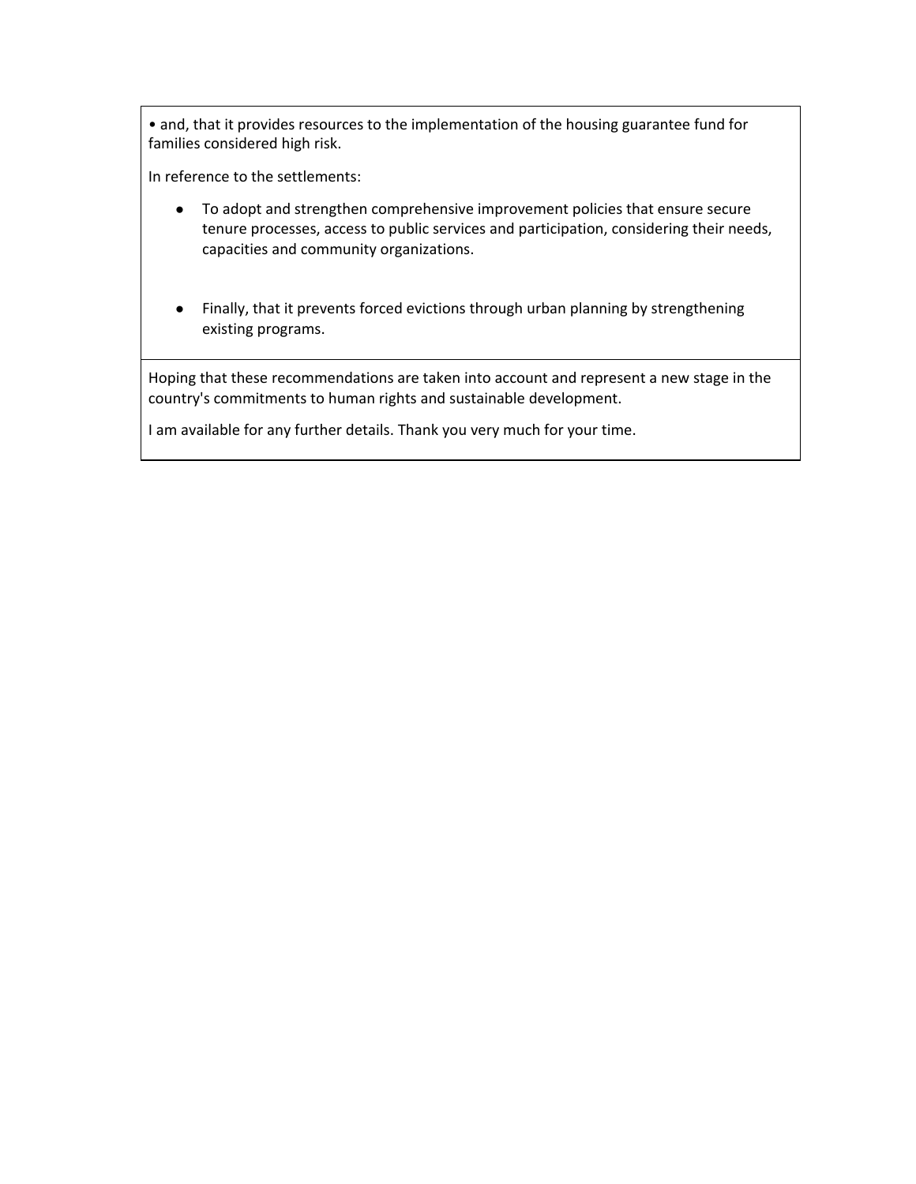- and, that it provides resources to the implementation of the housing guarantee fund for families considered high risk.

In reference to the settlements:

- To adopt and strengthen comprehensive improvement policies that ensure secure tenure processes, access to public services and participation, considering their needs, capacities and community organizations.

- Finally, that it prevents forced evictions through urban planning by strengthening existing programs.

Hoping that these recommendations are taken into account and represent a new stage in the country's commitments to human rights and sustainable development.

I am available for any further details. Thank you very much for your time.